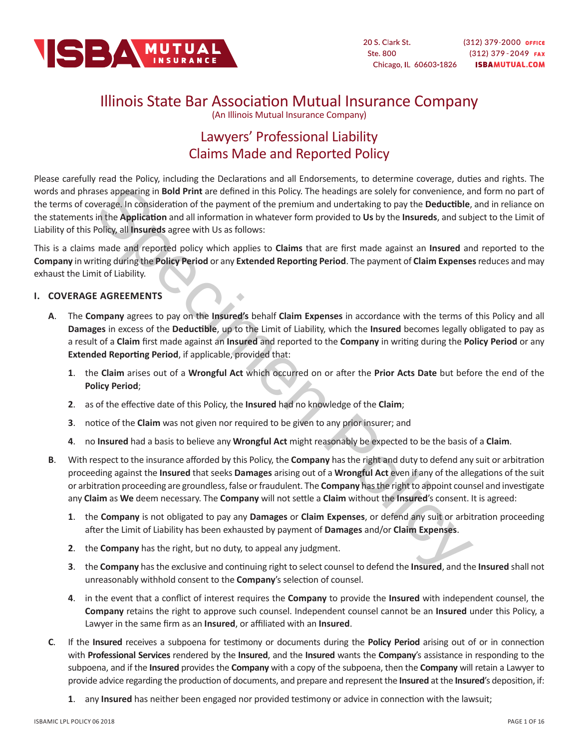ISBA MUTUAL INSURANCE

20 S. Clark St.
Ste. 800
Chicago, IL 60603-1826

(312) 379-2000 OFFICE
(312) 379-2049 FAX
ISBAMUTUAL.COM

# Illinois State Bar Association Mutual Insurance Company

(An Illinois Mutual Insurance Company)

## Lawyers' Professional Liability
## Claims Made and Reported Policy

Please carefully read the Policy, including the Declarations and all Endorsements, to determine coverage, duties and rights. The words and phrases appearing in **Bold Print** are defined in this Policy. The headings are solely for convenience, and form no part of the terms of coverage. In consideration of the payment of the premium and undertaking to pay the **Deductible**, and in reliance on the statements in the **Application** and all information in whatever form provided to **Us** by the **Insureds**, and subject to the Limit of Liability of this Policy, all **Insureds** agree with Us as follows:

This is a claims made and reported policy which applies to **Claims** that are first made against an **Insured** and reported to the **Company** in writing during the **Policy Period** or any **Extended Reporting Period**. The payment of **Claim Expenses** reduces and may exhaust the Limit of Liability.

### I. COVERAGE AGREEMENTS

**A**. The **Company** agrees to pay on the **Insured's** behalf **Claim Expenses** in accordance with the terms of this Policy and all **Damages** in excess of the **Deductible**, up to the Limit of Liability, which the **Insured** becomes legally obligated to pay as a result of a **Claim** first made against an **Insured** and reported to the **Company** in writing during the **Policy Period** or any **Extended Reporting Period**, if applicable, provided that:

1. the **Claim** arises out of a **Wrongful Act** which occurred on or after the **Prior Acts Date** but before the end of the **Policy Period**;
2. as of the effective date of this Policy, the **Insured** had no knowledge of the **Claim**;
3. notice of the **Claim** was not given nor required to be given to any prior insurer; and
4. no **Insured** had a basis to believe any **Wrongful Act** might reasonably be expected to be the basis of a **Claim**.

**B**. With respect to the insurance afforded by this Policy, the **Company** has the right and duty to defend any suit or arbitration proceeding against the **Insured** that seeks **Damages** arising out of a **Wrongful Act** even if any of the allegations of the suit or arbitration proceeding are groundless, false or fraudulent. The **Company** has the right to appoint counsel and investigate any **Claim** as **We** deem necessary. The **Company** will not settle a **Claim** without the **Insured**'s consent. It is agreed:

1. the **Company** is not obligated to pay any **Damages** or **Claim Expenses**, or defend any suit or arbitration proceeding after the Limit of Liability has been exhausted by payment of **Damages** and/or **Claim Expenses**.
2. the **Company** has the right, but no duty, to appeal any judgment.
3. the **Company** has the exclusive and continuing right to select counsel to defend the **Insured**, and the **Insured** shall not unreasonably withhold consent to the **Company**'s selection of counsel.
4. in the event that a conflict of interest requires the **Company** to provide the **Insured** with independent counsel, the **Company** retains the right to approve such counsel. Independent counsel cannot be an **Insured** under this Policy, a Lawyer in the same firm as an **Insured**, or affiliated with an **Insured**.

**C**. If the **Insured** receives a subpoena for testimony or documents during the **Policy Period** arising out of or in connection with **Professional Services** rendered by the **Insured**, and the **Insured** wants the **Company**'s assistance in responding to the subpoena, and if the **Insured** provides the **Company** with a copy of the subpoena, then the **Company** will retain a Lawyer to provide advice regarding the production of documents, and prepare and represent the **Insured** at the **Insured**'s deposition, if:

1. any **Insured** has neither been engaged nor provided testimony or advice in connection with the lawsuit;

ISBAMIC LPL POLICY 06 2018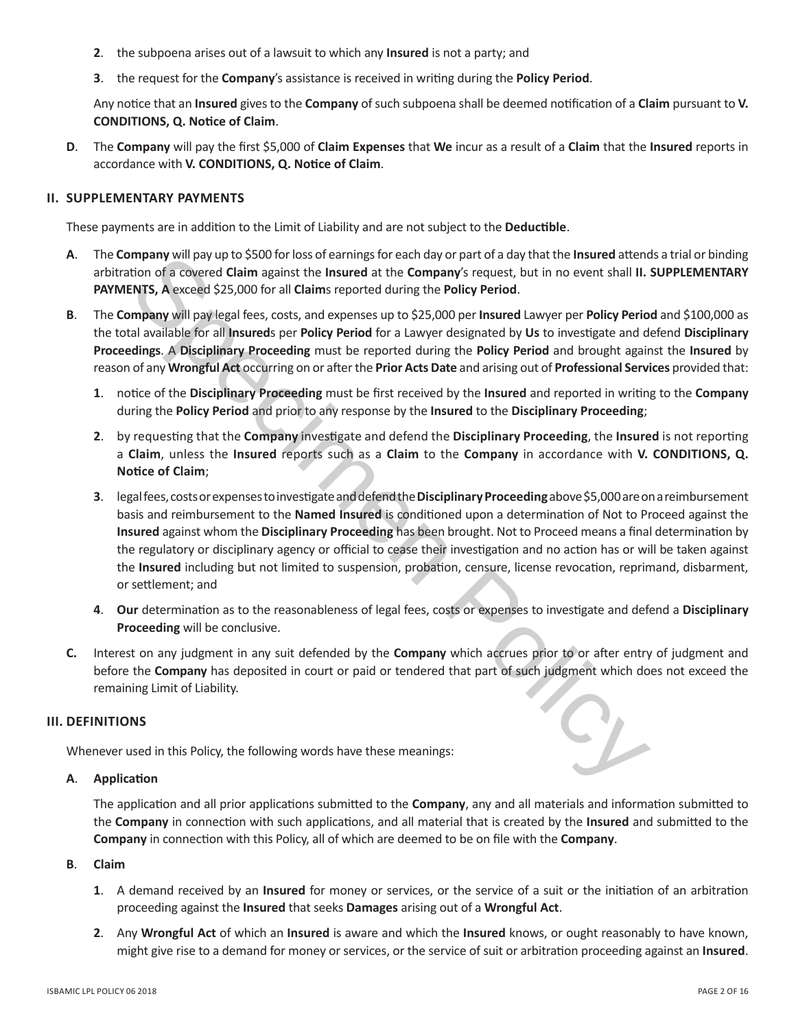**2**. the subpoena arises out of a lawsuit to which any **Insured** is not a party; and

**3**. the request for the **Company**'s assistance is received in writing during the **Policy Period**.

Any notice that an **Insured** gives to the **Company** of such subpoena shall be deemed notification of a **Claim** pursuant to **V. CONDITIONS, Q. Notice of Claim**.

**D**. The **Company** will pay the first $5,000 of **Claim Expenses** that **We** incur as a result of a **Claim** that the **Insured** reports in accordance with **V. CONDITIONS, Q. Notice of Claim**.

## II. SUPPLEMENTARY PAYMENTS

These payments are in addition to the Limit of Liability and are not subject to the **Deductible**.

**A**. The **Company** will pay up to $500 for loss of earnings for each day or part of a day that the **Insured** attends a trial or binding arbitration of a covered **Claim** against the **Insured** at the **Company**'s request, but in no event shall **II. SUPPLEMENTARY PAYMENTS, A** exceed $25,000 for all **Claim**s reported during the **Policy Period**.

**B**. The **Company** will pay legal fees, costs, and expenses up to $25,000 per **Insured** Lawyer per **Policy Period** and $100,000 as the total available for all **Insured**s per **Policy Period** for a Lawyer designated by **Us** to investigate and defend **Disciplinary Proceedings**. A **Disciplinary Proceeding** must be reported during the **Policy Period** and brought against the **Insured** by reason of any **Wrongful Act** occurring on or after the **Prior Acts Date** and arising out of **Professional Services** provided that:

**1**. notice of the **Disciplinary Proceeding** must be first received by the **Insured** and reported in writing to the **Company** during the **Policy Period** and prior to any response by the **Insured** to the **Disciplinary Proceeding**;

**2**. by requesting that the **Company** investigate and defend the **Disciplinary Proceeding**, the **Insured** is not reporting a **Claim**, unless the **Insured** reports such as a **Claim** to the **Company** in accordance with **V. CONDITIONS, Q. Notice of Claim**;

**3**. legal fees, costs or expenses to investigate and defend the **Disciplinary Proceeding** above $5,000 are on a reimbursement basis and reimbursement to the **Named Insured** is conditioned upon a determination of Not to Proceed against the **Insured** against whom the **Disciplinary Proceeding** has been brought. Not to Proceed means a final determination by the regulatory or disciplinary agency or official to cease their investigation and no action has or will be taken against the **Insured** including but not limited to suspension, probation, censure, license revocation, reprimand, disbarment, or settlement; and

**4**. **Our** determination as to the reasonableness of legal fees, costs or expenses to investigate and defend a **Disciplinary Proceeding** will be conclusive.

**C.** Interest on any judgment in any suit defended by the **Company** which accrues prior to or after entry of judgment and before the **Company** has deposited in court or paid or tendered that part of such judgment which does not exceed the remaining Limit of Liability.

## III. DEFINITIONS

Whenever used in this Policy, the following words have these meanings:

**A**. **Application**

The application and all prior applications submitted to the **Company**, any and all materials and information submitted to the **Company** in connection with such applications, and all material that is created by the **Insured** and submitted to the **Company** in connection with this Policy, all of which are deemed to be on file with the **Company**.

**B**. **Claim**

**1**. A demand received by an **Insured** for money or services, or the service of a suit or the initiation of an arbitration proceeding against the **Insured** that seeks **Damages** arising out of a **Wrongful Act**.

**2**. Any **Wrongful Act** of which an **Insured** is aware and which the **Insured** knows, or ought reasonably to have known, might give rise to a demand for money or services, or the service of suit or arbitration proceeding against an **Insured**.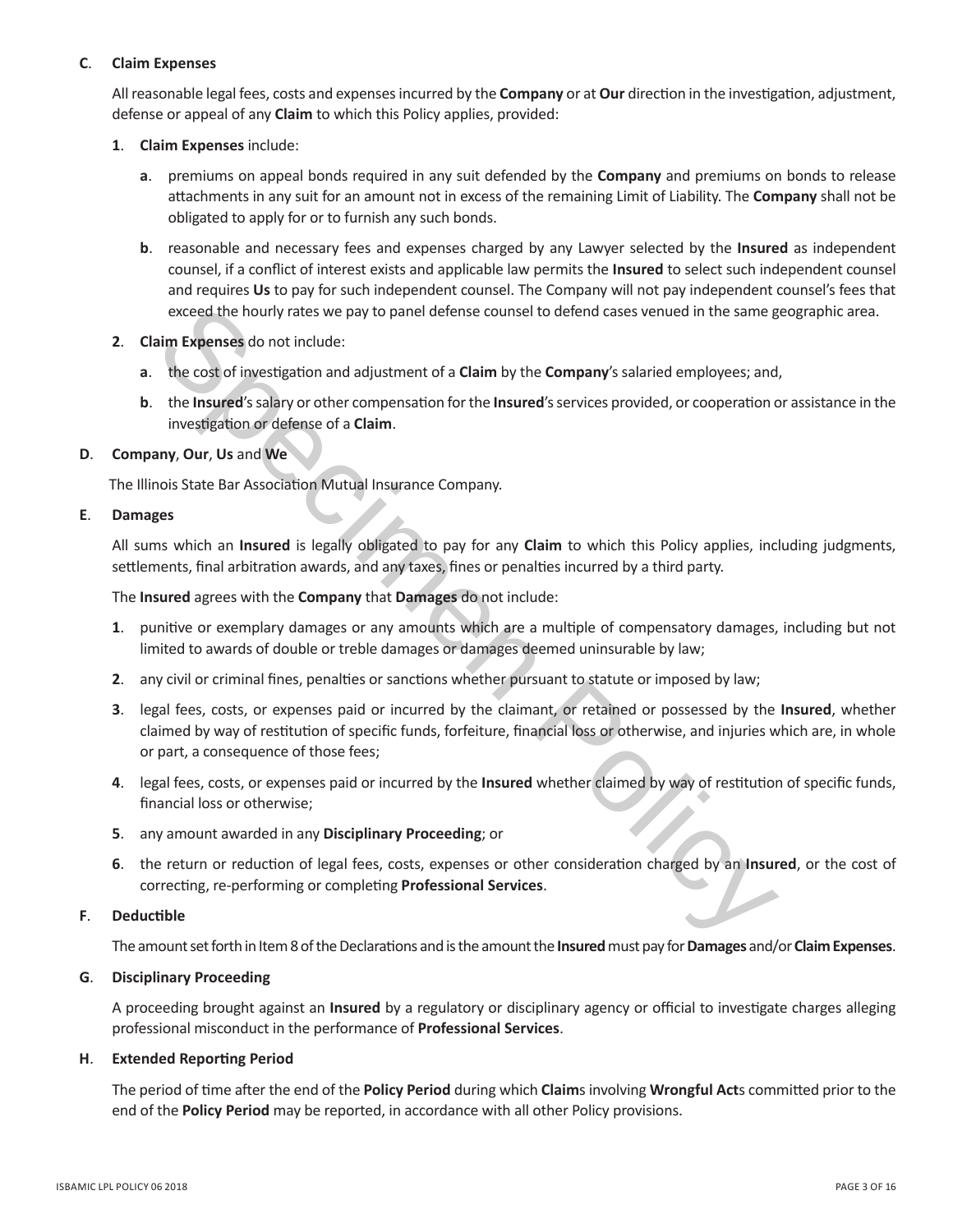**C**. **Claim Expenses**

All reasonable legal fees, costs and expenses incurred by the **Company** or at **Our** direction in the investigation, adjustment, defense or appeal of any **Claim** to which this Policy applies, provided:

**1**. **Claim Expenses** include:

**a**. premiums on appeal bonds required in any suit defended by the **Company** and premiums on bonds to release attachments in any suit for an amount not in excess of the remaining Limit of Liability. The **Company** shall not be obligated to apply for or to furnish any such bonds.

**b**. reasonable and necessary fees and expenses charged by any Lawyer selected by the **Insured** as independent counsel, if a conflict of interest exists and applicable law permits the **Insured** to select such independent counsel and requires **Us** to pay for such independent counsel. The Company will not pay independent counsel's fees that exceed the hourly rates we pay to panel defense counsel to defend cases venued in the same geographic area.

**2**. **Claim Expenses** do not include:

**a**. the cost of investigation and adjustment of a **Claim** by the **Company**'s salaried employees; and,

**b**. the **Insured**'s salary or other compensation for the **Insured**'s services provided, or cooperation or assistance in the investigation or defense of a **Claim**.

**D**. **Company**, **Our**, **Us** and **We**

The Illinois State Bar Association Mutual Insurance Company.

**E**. **Damages**

All sums which an **Insured** is legally obligated to pay for any **Claim** to which this Policy applies, including judgments, settlements, final arbitration awards, and any taxes, fines or penalties incurred by a third party.

The **Insured** agrees with the **Company** that **Damages** do not include:

**1**. punitive or exemplary damages or any amounts which are a multiple of compensatory damages, including but not limited to awards of double or treble damages or damages deemed uninsurable by law;

**2**. any civil or criminal fines, penalties or sanctions whether pursuant to statute or imposed by law;

**3**. legal fees, costs, or expenses paid or incurred by the claimant, or retained or possessed by the **Insured**, whether claimed by way of restitution of specific funds, forfeiture, financial loss or otherwise, and injuries which are, in whole or part, a consequence of those fees;

**4**. legal fees, costs, or expenses paid or incurred by the **Insured** whether claimed by way of restitution of specific funds, financial loss or otherwise;

**5**. any amount awarded in any **Disciplinary Proceeding**; or

**6**. the return or reduction of legal fees, costs, expenses or other consideration charged by an **Insured**, or the cost of correcting, re-performing or completing **Professional Services**.

**F**. **Deductible**

The amount set forth in Item 8 of the Declarations and is the amount the **Insured** must pay for **Damages** and/or **Claim Expenses**.

**G**. **Disciplinary Proceeding**

A proceeding brought against an **Insured** by a regulatory or disciplinary agency or official to investigate charges alleging professional misconduct in the performance of **Professional Services**.

**H**. **Extended Reporting Period**

The period of time after the end of the **Policy Period** during which **Claim**s involving **Wrongful Act**s committed prior to the end of the **Policy Period** may be reported, in accordance with all other Policy provisions.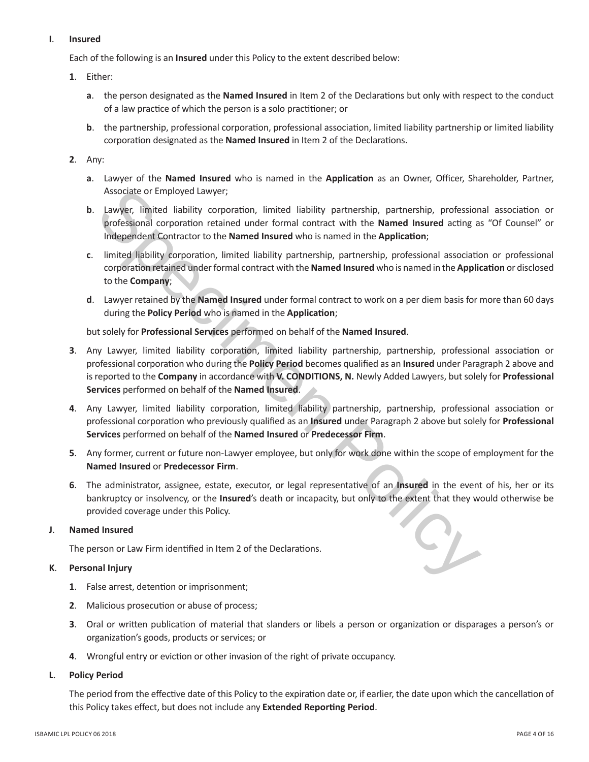**I. Insured**

Each of the following is an **Insured** under this Policy to the extent described below:

**1**. Either:

**a**. the person designated as the **Named Insured** in Item 2 of the Declarations but only with respect to the conduct of a law practice of which the person is a solo practitioner; or

**b**. the partnership, professional corporation, professional association, limited liability partnership or limited liability corporation designated as the **Named Insured** in Item 2 of the Declarations.

**2**. Any:

**a**. Lawyer of the **Named Insured** who is named in the **Application** as an Owner, Officer, Shareholder, Partner, Associate or Employed Lawyer;

**b**. Lawyer, limited liability corporation, limited liability partnership, partnership, professional association or professional corporation retained under formal contract with the **Named Insured** acting as "Of Counsel" or Independent Contractor to the **Named Insured** who is named in the **Application**;

**c**. limited liability corporation, limited liability partnership, partnership, professional association or professional corporation retained under formal contract with the **Named Insured** who is named in the **Application** or disclosed to the **Company**;

**d**. Lawyer retained by the **Named Insured** under formal contract to work on a per diem basis for more than 60 days during the **Policy Period** who is named in the **Application**;

but solely for **Professional Services** performed on behalf of the **Named Insured**.

**3**. Any Lawyer, limited liability corporation, limited liability partnership, partnership, professional association or professional corporation who during the **Policy Period** becomes qualified as an **Insured** under Paragraph 2 above and is reported to the **Company** in accordance with **V. CONDITIONS, N.** Newly Added Lawyers, but solely for **Professional Services** performed on behalf of the **Named Insured**.

**4**. Any Lawyer, limited liability corporation, limited liability partnership, partnership, professional association or professional corporation who previously qualified as an **Insured** under Paragraph 2 above but solely for **Professional Services** performed on behalf of the **Named Insured** or **Predecessor Firm**.

**5**. Any former, current or future non-Lawyer employee, but only for work done within the scope of employment for the **Named Insured** or **Predecessor Firm**.

**6**. The administrator, assignee, estate, executor, or legal representative of an **Insured** in the event of his, her or its bankruptcy or insolvency, or the **Insured**'s death or incapacity, but only to the extent that they would otherwise be provided coverage under this Policy.

**J. Named Insured**

The person or Law Firm identified in Item 2 of the Declarations.

**K. Personal Injury**

**1**. False arrest, detention or imprisonment;

**2**. Malicious prosecution or abuse of process;

**3**. Oral or written publication of material that slanders or libels a person or organization or disparages a person's or organization's goods, products or services; or

**4**. Wrongful entry or eviction or other invasion of the right of private occupancy.

**L. Policy Period**

The period from the effective date of this Policy to the expiration date or, if earlier, the date upon which the cancellation of this Policy takes effect, but does not include any **Extended Reporting Period**.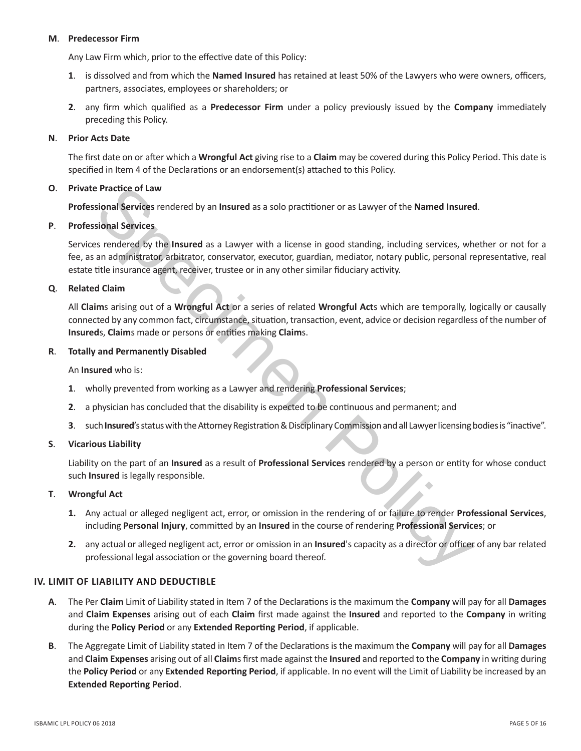**M**. **Predecessor Firm**

Any Law Firm which, prior to the effective date of this Policy:

**1**. is dissolved and from which the **Named Insured** has retained at least 50% of the Lawyers who were owners, officers, partners, associates, employees or shareholders; or

**2**. any firm which qualified as a **Predecessor Firm** under a policy previously issued by the **Company** immediately preceding this Policy.

**N**. **Prior Acts Date**

The first date on or after which a **Wrongful Act** giving rise to a **Claim** may be covered during this Policy Period. This date is specified in Item 4 of the Declarations or an endorsement(s) attached to this Policy.

**O**. **Private Practice of Law**

**Professional Services** rendered by an **Insured** as a solo practitioner or as Lawyer of the **Named Insured**.

**P**. **Professional Services**

Services rendered by the **Insured** as a Lawyer with a license in good standing, including services, whether or not for a fee, as an administrator, arbitrator, conservator, executor, guardian, mediator, notary public, personal representative, real estate title insurance agent, receiver, trustee or in any other similar fiduciary activity.

**Q**. **Related Claim**

All **Claim**s arising out of a **Wrongful Act** or a series of related **Wrongful Act**s which are temporally, logically or causally connected by any common fact, circumstance, situation, transaction, event, advice or decision regardless of the number of **Insured**s, **Claim**s made or persons or entities making **Claim**s.

**R**. **Totally and Permanently Disabled**

An **Insured** who is:

**1**. wholly prevented from working as a Lawyer and rendering **Professional Services**;

**2**. a physician has concluded that the disability is expected to be continuous and permanent; and

**3**. such **Insured**'s status with the Attorney Registration & Disciplinary Commission and all Lawyer licensing bodies is "inactive".

**S**. **Vicarious Liability**

Liability on the part of an **Insured** as a result of **Professional Services** rendered by a person or entity for whose conduct such **Insured** is legally responsible.

**T**. **Wrongful Act**

**1.** Any actual or alleged negligent act, error, or omission in the rendering of or failure to render **Professional Services**, including **Personal Injury**, committed by an **Insured** in the course of rendering **Professional Services**; or

**2.** any actual or alleged negligent act, error or omission in an **Insured**'s capacity as a director or officer of any bar related professional legal association or the governing board thereof.

## IV. LIMIT OF LIABILITY AND DEDUCTIBLE

**A**. The Per **Claim** Limit of Liability stated in Item 7 of the Declarations is the maximum the **Company** will pay for all **Damages** and **Claim Expenses** arising out of each **Claim** first made against the **Insured** and reported to the **Company** in writing during the **Policy Period** or any **Extended Reporting Period**, if applicable.

**B**. The Aggregate Limit of Liability stated in Item 7 of the Declarations is the maximum the **Company** will pay for all **Damages** and **Claim Expenses** arising out of all **Claim**s first made against the **Insured** and reported to the **Company** in writing during the **Policy Period** or any **Extended Reporting Period**, if applicable. In no event will the Limit of Liability be increased by an **Extended Reporting Period**.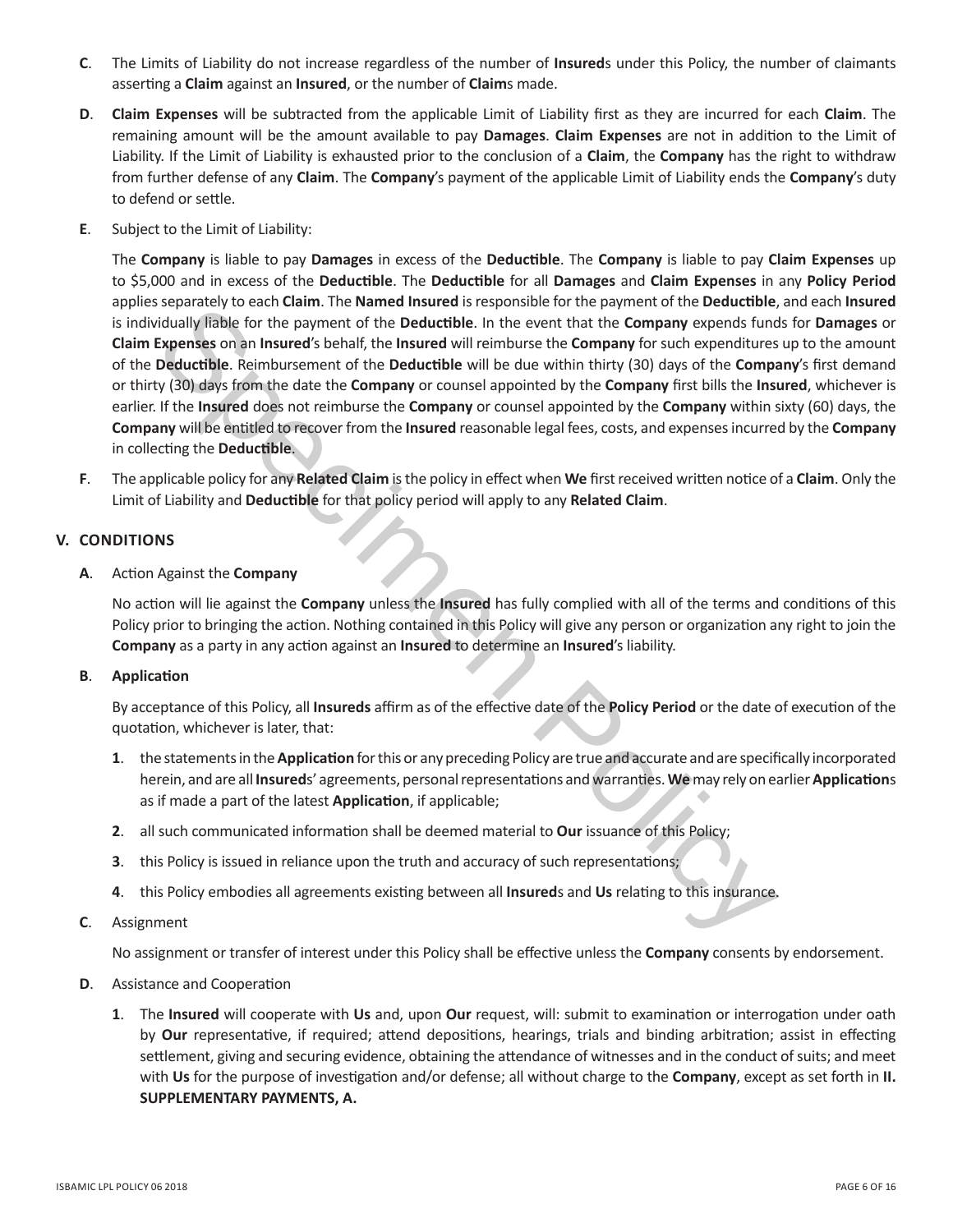**C**. The Limits of Liability do not increase regardless of the number of **Insured**s under this Policy, the number of claimants asserting a **Claim** against an **Insured**, or the number of **Claim**s made.

**D**. **Claim Expenses** will be subtracted from the applicable Limit of Liability first as they are incurred for each **Claim**. The remaining amount will be the amount available to pay **Damages**. **Claim Expenses** are not in addition to the Limit of Liability. If the Limit of Liability is exhausted prior to the conclusion of a **Claim**, the **Company** has the right to withdraw from further defense of any **Claim**. The **Company**'s payment of the applicable Limit of Liability ends the **Company**'s duty to defend or settle.

**E**. Subject to the Limit of Liability:

The **Company** is liable to pay **Damages** in excess of the **Deductible**. The **Company** is liable to pay **Claim Expenses** up to $5,000 and in excess of the **Deductible**. The **Deductible** for all **Damages** and **Claim Expenses** in any **Policy Period** applies separately to each **Claim**. The **Named Insured** is responsible for the payment of the **Deductible**, and each **Insured** is individually liable for the payment of the **Deductible**. In the event that the **Company** expends funds for **Damages** or **Claim Expenses** on an **Insured**'s behalf, the **Insured** will reimburse the **Company** for such expenditures up to the amount of the **Deductible**. Reimbursement of the **Deductible** will be due within thirty (30) days of the **Company**'s first demand or thirty (30) days from the date the **Company** or counsel appointed by the **Company** first bills the **Insured**, whichever is earlier. If the **Insured** does not reimburse the **Company** or counsel appointed by the **Company** within sixty (60) days, the **Company** will be entitled to recover from the **Insured** reasonable legal fees, costs, and expenses incurred by the **Company** in collecting the **Deductible**.

**F**. The applicable policy for any **Related Claim** is the policy in effect when **We** first received written notice of a **Claim**. Only the Limit of Liability and **Deductible** for that policy period will apply to any **Related Claim**.

## V. CONDITIONS

**A**. Action Against the **Company**

No action will lie against the **Company** unless the **Insured** has fully complied with all of the terms and conditions of this Policy prior to bringing the action. Nothing contained in this Policy will give any person or organization any right to join the **Company** as a party in any action against an **Insured** to determine an **Insured**'s liability.

**B**. **Application**

By acceptance of this Policy, all **Insureds** affirm as of the effective date of the **Policy Period** or the date of execution of the quotation, whichever is later, that:

1. the statements in the **Application** for this or any preceding Policy are true and accurate and are specifically incorporated herein, and are all **Insured**s' agreements, personal representations and warranties. **We** may rely on earlier **Application**s as if made a part of the latest **Application**, if applicable;
2. all such communicated information shall be deemed material to **Our** issuance of this Policy;
3. this Policy is issued in reliance upon the truth and accuracy of such representations;
4. this Policy embodies all agreements existing between all **Insured**s and **Us** relating to this insurance.

**C**. Assignment

No assignment or transfer of interest under this Policy shall be effective unless the **Company** consents by endorsement.

**D**. Assistance and Cooperation

1. The **Insured** will cooperate with **Us** and, upon **Our** request, will: submit to examination or interrogation under oath by **Our** representative, if required; attend depositions, hearings, trials and binding arbitration; assist in effecting settlement, giving and securing evidence, obtaining the attendance of witnesses and in the conduct of suits; and meet with **Us** for the purpose of investigation and/or defense; all without charge to the **Company**, except as set forth in **II. SUPPLEMENTARY PAYMENTS, A.**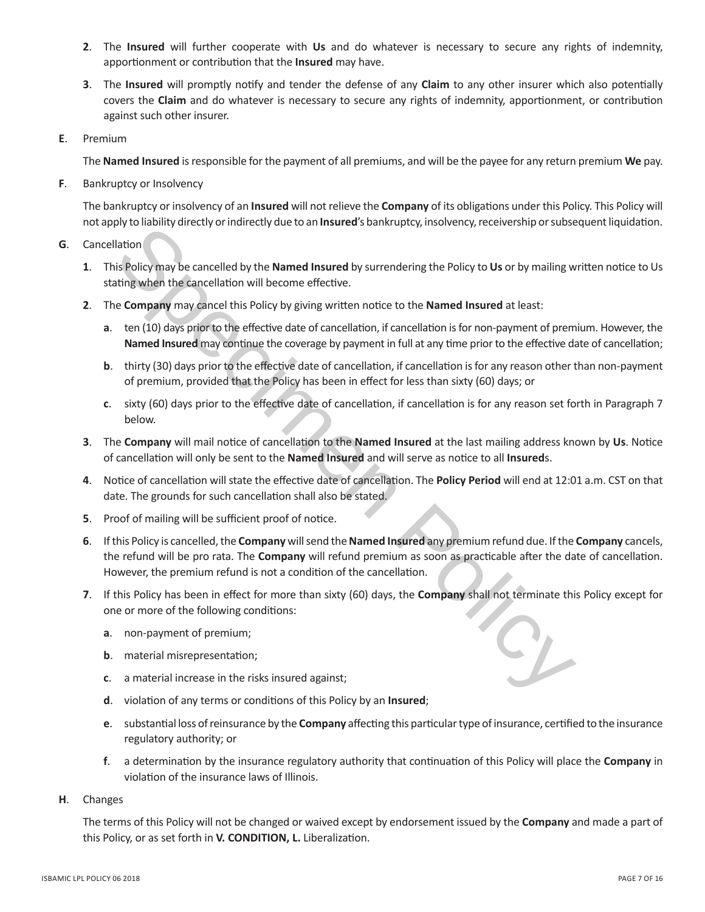2. The **Insured** will further cooperate with **Us** and do whatever is necessary to secure any rights of indemnity, apportionment or contribution that the **Insured** may have.

3. The **Insured** will promptly notify and tender the defense of any **Claim** to any other insurer which also potentially covers the **Claim** and do whatever is necessary to secure any rights of indemnity, apportionment, or contribution against such other insurer.

**E**. Premium

The **Named Insured** is responsible for the payment of all premiums, and will be the payee for any return premium **We** pay.

**F**. Bankruptcy or Insolvency

The bankruptcy or insolvency of an **Insured** will not relieve the **Company** of its obligations under this Policy. This Policy will not apply to liability directly or indirectly due to an **Insured**'s bankruptcy, insolvency, receivership or subsequent liquidation.

**G**. Cancellation

1. This Policy may be cancelled by the **Named Insured** by surrendering the Policy to **Us** or by mailing written notice to Us stating when the cancellation will become effective.

2. The **Company** may cancel this Policy by giving written notice to the **Named Insured** at least:

   a. ten (10) days prior to the effective date of cancellation, if cancellation is for non-payment of premium. However, the **Named Insured** may continue the coverage by payment in full at any time prior to the effective date of cancellation;

   b. thirty (30) days prior to the effective date of cancellation, if cancellation is for any reason other than non-payment of premium, provided that the Policy has been in effect for less than sixty (60) days; or

   c. sixty (60) days prior to the effective date of cancellation, if cancellation is for any reason set forth in Paragraph 7 below.

3. The **Company** will mail notice of cancellation to the **Named Insured** at the last mailing address known by **Us**. Notice of cancellation will only be sent to the **Named Insured** and will serve as notice to all **Insured**s.

4. Notice of cancellation will state the effective date of cancellation. The **Policy Period** will end at 12:01 a.m. CST on that date. The grounds for such cancellation shall also be stated.

5. Proof of mailing will be sufficient proof of notice.

6. If this Policy is cancelled, the **Company** will send the **Named Insured** any premium refund due. If the **Company** cancels, the refund will be pro rata. The **Company** will refund premium as soon as practicable after the date of cancellation. However, the premium refund is not a condition of the cancellation.

7. If this Policy has been in effect for more than sixty (60) days, the **Company** shall not terminate this Policy except for one or more of the following conditions:

   a. non-payment of premium;

   b. material misrepresentation;

   c. a material increase in the risks insured against;

   d. violation of any terms or conditions of this Policy by an **Insured**;

   e. substantial loss of reinsurance by the **Company** affecting this particular type of insurance, certified to the insurance regulatory authority; or

   f. a determination by the insurance regulatory authority that continuation of this Policy will place the **Company** in violation of the insurance laws of Illinois.

**H**. Changes

The terms of this Policy will not be changed or waived except by endorsement issued by the **Company** and made a part of this Policy, or as set forth in **V. CONDITION, L.** Liberalization.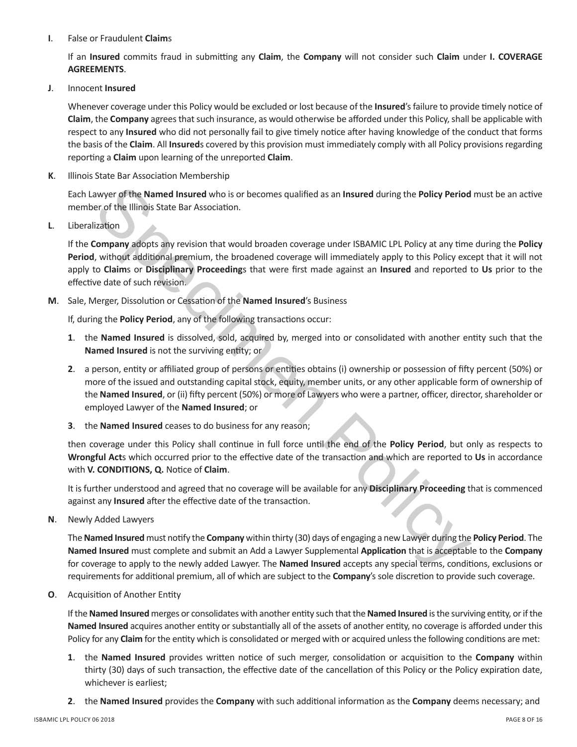**I**. False or Fraudulent **Claim**s

If an **Insured** commits fraud in submitting any **Claim**, the **Company** will not consider such **Claim** under **I. COVERAGE AGREEMENTS**.

**J**. Innocent **Insured**

Whenever coverage under this Policy would be excluded or lost because of the **Insured**'s failure to provide timely notice of **Claim**, the **Company** agrees that such insurance, as would otherwise be afforded under this Policy, shall be applicable with respect to any **Insured** who did not personally fail to give timely notice after having knowledge of the conduct that forms the basis of the **Claim**. All **Insured**s covered by this provision must immediately comply with all Policy provisions regarding reporting a **Claim** upon learning of the unreported **Claim**.

**K**. Illinois State Bar Association Membership

Each Lawyer of the **Named Insured** who is or becomes qualified as an **Insured** during the **Policy Period** must be an active member of the Illinois State Bar Association.

**L**. Liberalization

If the **Company** adopts any revision that would broaden coverage under ISBAMIC LPL Policy at any time during the **Policy Period**, without additional premium, the broadened coverage will immediately apply to this Policy except that it will not apply to **Claim**s or **Disciplinary Proceeding**s that were first made against an **Insured** and reported to **Us** prior to the effective date of such revision.

**M**. Sale, Merger, Dissolution or Cessation of the **Named Insured**'s Business

If, during the **Policy Period**, any of the following transactions occur:

**1**. the **Named Insured** is dissolved, sold, acquired by, merged into or consolidated with another entity such that the **Named Insured** is not the surviving entity; or

**2**. a person, entity or affiliated group of persons or entities obtains (i) ownership or possession of fifty percent (50%) or more of the issued and outstanding capital stock, equity, member units, or any other applicable form of ownership of the **Named Insured**, or (ii) fifty percent (50%) or more of Lawyers who were a partner, officer, director, shareholder or employed Lawyer of the **Named Insured**; or

**3**. the **Named Insured** ceases to do business for any reason;

then coverage under this Policy shall continue in full force until the end of the **Policy Period**, but only as respects to **Wrongful Act**s which occurred prior to the effective date of the transaction and which are reported to **Us** in accordance with **V. CONDITIONS, Q.** Notice of **Claim**.

It is further understood and agreed that no coverage will be available for any **Disciplinary Proceeding** that is commenced against any **Insured** after the effective date of the transaction.

**N**. Newly Added Lawyers

The **Named Insured** must notify the **Company** within thirty (30) days of engaging a new Lawyer during the **Policy Period**. The **Named Insured** must complete and submit an Add a Lawyer Supplemental **Application** that is acceptable to the **Company** for coverage to apply to the newly added Lawyer. The **Named Insured** accepts any special terms, conditions, exclusions or requirements for additional premium, all of which are subject to the **Company**'s sole discretion to provide such coverage.

**O**. Acquisition of Another Entity

If the **Named Insured** merges or consolidates with another entity such that the **Named Insured** is the surviving entity, or if the **Named Insured** acquires another entity or substantially all of the assets of another entity, no coverage is afforded under this Policy for any **Claim** for the entity which is consolidated or merged with or acquired unless the following conditions are met:

**1**. the **Named Insured** provides written notice of such merger, consolidation or acquisition to the **Company** within thirty (30) days of such transaction, the effective date of the cancellation of this Policy or the Policy expiration date, whichever is earliest;

**2**. the **Named Insured** provides the **Company** with such additional information as the **Company** deems necessary; and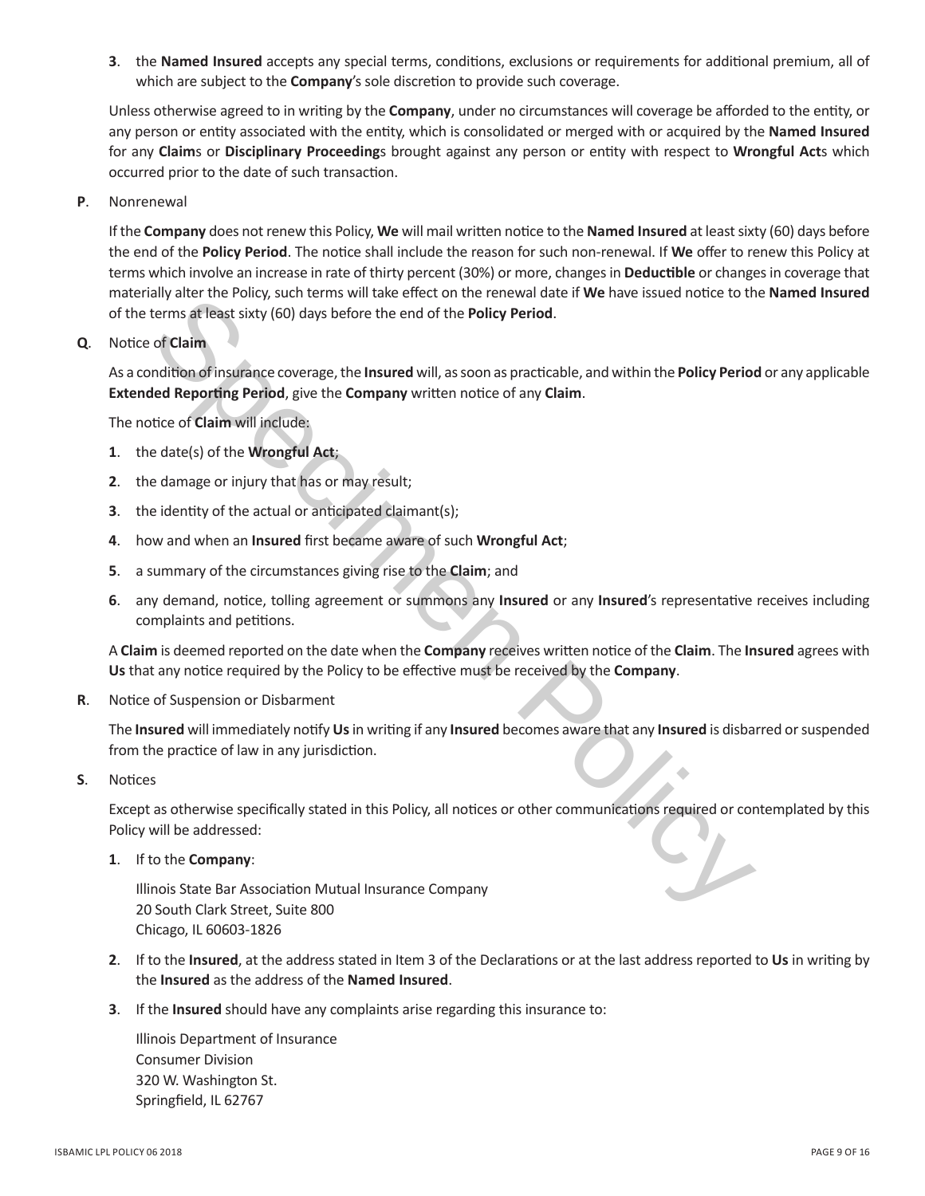3. the **Named Insured** accepts any special terms, conditions, exclusions or requirements for additional premium, all of which are subject to the **Company**'s sole discretion to provide such coverage.

Unless otherwise agreed to in writing by the **Company**, under no circumstances will coverage be afforded to the entity, or any person or entity associated with the entity, which is consolidated or merged with or acquired by the **Named Insured** for any **Claim**s or **Disciplinary Proceeding**s brought against any person or entity with respect to **Wrongful Act**s which occurred prior to the date of such transaction.

**P**. Nonrenewal

If the **Company** does not renew this Policy, **We** will mail written notice to the **Named Insured** at least sixty (60) days before the end of the **Policy Period**. The notice shall include the reason for such non-renewal. If **We** offer to renew this Policy at terms which involve an increase in rate of thirty percent (30%) or more, changes in **Deductible** or changes in coverage that materially alter the Policy, such terms will take effect on the renewal date if **We** have issued notice to the **Named Insured** of the terms at least sixty (60) days before the end of the **Policy Period**.

**Q**. Notice of **Claim**

As a condition of insurance coverage, the **Insured** will, as soon as practicable, and within the **Policy Period** or any applicable **Extended Reporting Period**, give the **Company** written notice of any **Claim**.

The notice of **Claim** will include:

1. the date(s) of the **Wrongful Act**;
2. the damage or injury that has or may result;
3. the identity of the actual or anticipated claimant(s);
4. how and when an **Insured** first became aware of such **Wrongful Act**;
5. a summary of the circumstances giving rise to the **Claim**; and
6. any demand, notice, tolling agreement or summons any **Insured** or any **Insured**'s representative receives including complaints and petitions.

A **Claim** is deemed reported on the date when the **Company** receives written notice of the **Claim**. The **Insured** agrees with **Us** that any notice required by the Policy to be effective must be received by the **Company**.

**R**. Notice of Suspension or Disbarment

The **Insured** will immediately notify **Us** in writing if any **Insured** becomes aware that any **Insured** is disbarred or suspended from the practice of law in any jurisdiction.

**S**. Notices

Except as otherwise specifically stated in this Policy, all notices or other communications required or contemplated by this Policy will be addressed:

1. If to the **Company**:

   Illinois State Bar Association Mutual Insurance Company
   20 South Clark Street, Suite 800
   Chicago, IL 60603-1826

2. If to the **Insured**, at the address stated in Item 3 of the Declarations or at the last address reported to **Us** in writing by the **Insured** as the address of the **Named Insured**.

3. If the **Insured** should have any complaints arise regarding this insurance to:

   Illinois Department of Insurance
   Consumer Division
   320 W. Washington St.
   Springfield, IL 62767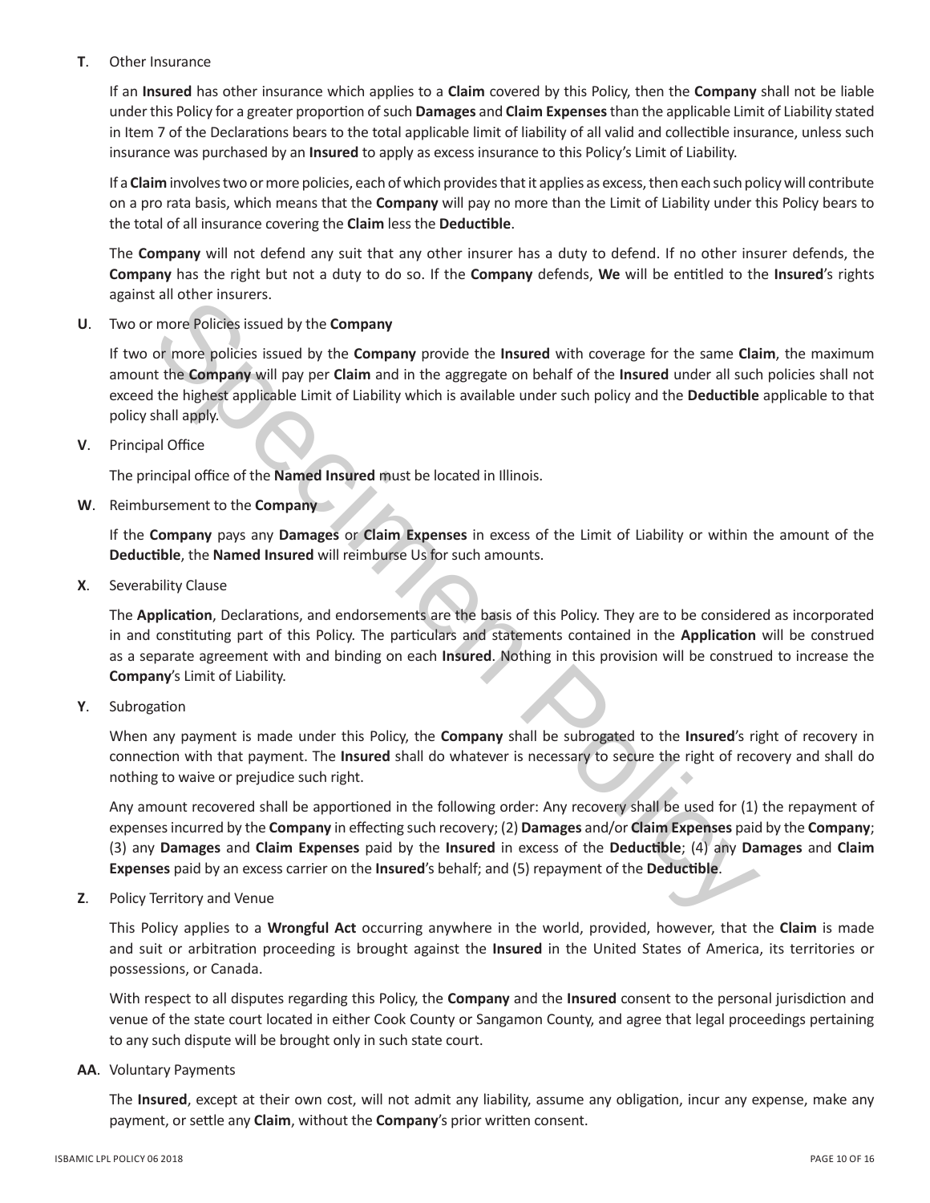**T**. Other Insurance

If an **Insured** has other insurance which applies to a **Claim** covered by this Policy, then the **Company** shall not be liable under this Policy for a greater proportion of such **Damages** and **Claim Expenses** than the applicable Limit of Liability stated in Item 7 of the Declarations bears to the total applicable limit of liability of all valid and collectible insurance, unless such insurance was purchased by an **Insured** to apply as excess insurance to this Policy's Limit of Liability.

If a **Claim** involves two or more policies, each of which provides that it applies as excess, then each such policy will contribute on a pro rata basis, which means that the **Company** will pay no more than the Limit of Liability under this Policy bears to the total of all insurance covering the **Claim** less the **Deductible**.

The **Company** will not defend any suit that any other insurer has a duty to defend. If no other insurer defends, the **Company** has the right but not a duty to do so. If the **Company** defends, **We** will be entitled to the **Insured**'s rights against all other insurers.

**U**. Two or more Policies issued by the **Company**

If two or more policies issued by the **Company** provide the **Insured** with coverage for the same **Claim**, the maximum amount the **Company** will pay per **Claim** and in the aggregate on behalf of the **Insured** under all such policies shall not exceed the highest applicable Limit of Liability which is available under such policy and the **Deductible** applicable to that policy shall apply.

**V**. Principal Office

The principal office of the **Named Insured** must be located in Illinois.

**W**. Reimbursement to the **Company**

If the **Company** pays any **Damages** or **Claim Expenses** in excess of the Limit of Liability or within the amount of the **Deductible**, the **Named Insured** will reimburse Us for such amounts.

**X**. Severability Clause

The **Application**, Declarations, and endorsements are the basis of this Policy. They are to be considered as incorporated in and constituting part of this Policy. The particulars and statements contained in the **Application** will be construed as a separate agreement with and binding on each **Insured**. Nothing in this provision will be construed to increase the **Company**'s Limit of Liability.

**Y**. Subrogation

When any payment is made under this Policy, the **Company** shall be subrogated to the **Insured**'s right of recovery in connection with that payment. The **Insured** shall do whatever is necessary to secure the right of recovery and shall do nothing to waive or prejudice such right.

Any amount recovered shall be apportioned in the following order: Any recovery shall be used for (1) the repayment of expenses incurred by the **Company** in effecting such recovery; (2) **Damages** and/or **Claim Expenses** paid by the **Company**; (3) any **Damages** and **Claim Expenses** paid by the **Insured** in excess of the **Deductible**; (4) any **Damages** and **Claim Expenses** paid by an excess carrier on the **Insured**'s behalf; and (5) repayment of the **Deductible**.

**Z**. Policy Territory and Venue

This Policy applies to a **Wrongful Act** occurring anywhere in the world, provided, however, that the **Claim** is made and suit or arbitration proceeding is brought against the **Insured** in the United States of America, its territories or possessions, or Canada.

With respect to all disputes regarding this Policy, the **Company** and the **Insured** consent to the personal jurisdiction and venue of the state court located in either Cook County or Sangamon County, and agree that legal proceedings pertaining to any such dispute will be brought only in such state court.

**AA**. Voluntary Payments

The **Insured**, except at their own cost, will not admit any liability, assume any obligation, incur any expense, make any payment, or settle any **Claim**, without the **Company**'s prior written consent.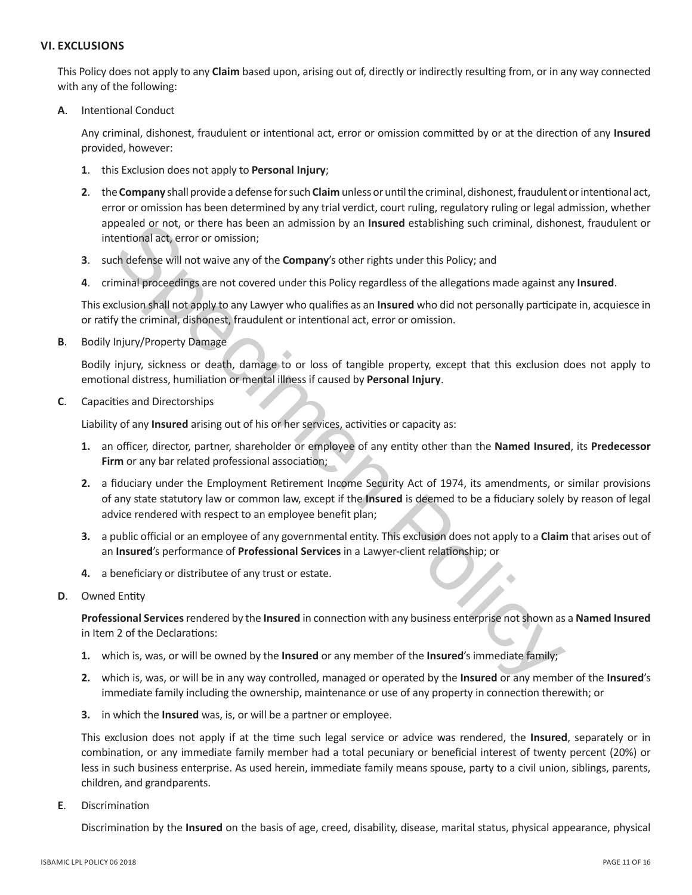## VI. EXCLUSIONS

This Policy does not apply to any **Claim** based upon, arising out of, directly or indirectly resulting from, or in any way connected with any of the following:

**A**. Intentional Conduct

Any criminal, dishonest, fraudulent or intentional act, error or omission committed by or at the direction of any **Insured** provided, however:

1. this Exclusion does not apply to **Personal Injury**;
2. the **Company** shall provide a defense for such **Claim** unless or until the criminal, dishonest, fraudulent or intentional act, error or omission has been determined by any trial verdict, court ruling, regulatory ruling or legal admission, whether appealed or not, or there has been an admission by an **Insured** establishing such criminal, dishonest, fraudulent or intentional act, error or omission;
3. such defense will not waive any of the **Company**'s other rights under this Policy; and
4. criminal proceedings are not covered under this Policy regardless of the allegations made against any **Insured**.

This exclusion shall not apply to any Lawyer who qualifies as an **Insured** who did not personally participate in, acquiesce in or ratify the criminal, dishonest, fraudulent or intentional act, error or omission.

**B**. Bodily Injury/Property Damage

Bodily injury, sickness or death, damage to or loss of tangible property, except that this exclusion does not apply to emotional distress, humiliation or mental illness if caused by **Personal Injury**.

**C**. Capacities and Directorships

Liability of any **Insured** arising out of his or her services, activities or capacity as:

1. an officer, director, partner, shareholder or employee of any entity other than the **Named Insured**, its **Predecessor Firm** or any bar related professional association;
2. a fiduciary under the Employment Retirement Income Security Act of 1974, its amendments, or similar provisions of any state statutory law or common law, except if the **Insured** is deemed to be a fiduciary solely by reason of legal advice rendered with respect to an employee benefit plan;
3. a public official or an employee of any governmental entity. This exclusion does not apply to a **Claim** that arises out of an **Insured**'s performance of **Professional Services** in a Lawyer-client relationship; or
4. a beneficiary or distributee of any trust or estate.

**D**. Owned Entity

**Professional Services** rendered by the **Insured** in connection with any business enterprise not shown as a **Named Insured** in Item 2 of the Declarations:

1. which is, was, or will be owned by the **Insured** or any member of the **Insured**'s immediate family;
2. which is, was, or will be in any way controlled, managed or operated by the **Insured** or any member of the **Insured**'s immediate family including the ownership, maintenance or use of any property in connection therewith; or
3. in which the **Insured** was, is, or will be a partner or employee.

This exclusion does not apply if at the time such legal service or advice was rendered, the **Insured**, separately or in combination, or any immediate family member had a total pecuniary or beneficial interest of twenty percent (20%) or less in such business enterprise. As used herein, immediate family means spouse, party to a civil union, siblings, parents, children, and grandparents.

**E**. Discrimination

Discrimination by the **Insured** on the basis of age, creed, disability, disease, marital status, physical appearance, physical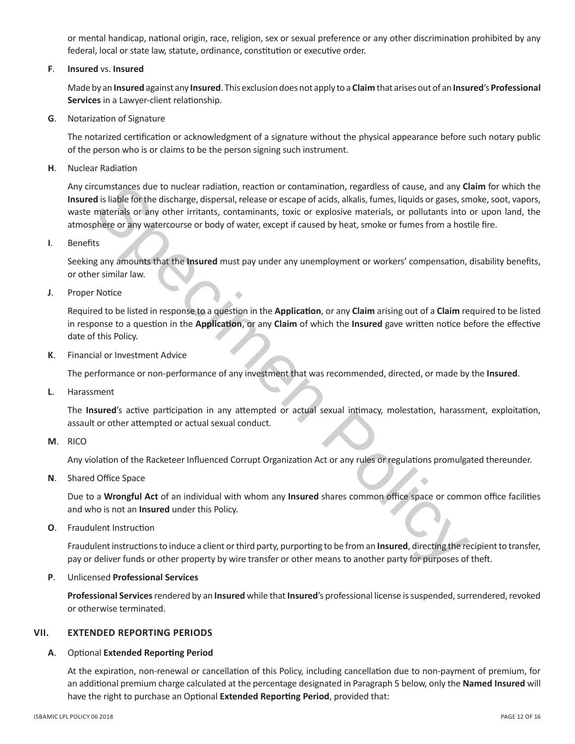or mental handicap, national origin, race, religion, sex or sexual preference or any other discrimination prohibited by any federal, local or state law, statute, ordinance, constitution or executive order.

**F**. **Insured** vs. **Insured**

Made by an **Insured** against any **Insured**. This exclusion does not apply to a **Claim** that arises out of an **Insured**'s **Professional Services** in a Lawyer-client relationship.

**G**. Notarization of Signature

The notarized certification or acknowledgment of a signature without the physical appearance before such notary public of the person who is or claims to be the person signing such instrument.

**H**. Nuclear Radiation

Any circumstances due to nuclear radiation, reaction or contamination, regardless of cause, and any **Claim** for which the **Insured** is liable for the discharge, dispersal, release or escape of acids, alkalis, fumes, liquids or gases, smoke, soot, vapors, waste materials or any other irritants, contaminants, toxic or explosive materials, or pollutants into or upon land, the atmosphere or any watercourse or body of water, except if caused by heat, smoke or fumes from a hostile fire.

**I**. Benefits

Seeking any amounts that the **Insured** must pay under any unemployment or workers' compensation, disability benefits, or other similar law.

**J**. Proper Notice

Required to be listed in response to a question in the **Application**, or any **Claim** arising out of a **Claim** required to be listed in response to a question in the **Application**, or any **Claim** of which the **Insured** gave written notice before the effective date of this Policy.

**K**. Financial or Investment Advice

The performance or non-performance of any investment that was recommended, directed, or made by the **Insured**.

**L**. Harassment

The **Insured**'s active participation in any attempted or actual sexual intimacy, molestation, harassment, exploitation, assault or other attempted or actual sexual conduct.

**M**. RICO

Any violation of the Racketeer Influenced Corrupt Organization Act or any rules or regulations promulgated thereunder.

**N**. Shared Office Space

Due to a **Wrongful Act** of an individual with whom any **Insured** shares common office space or common office facilities and who is not an **Insured** under this Policy.

**O**. Fraudulent Instruction

Fraudulent instructions to induce a client or third party, purporting to be from an **Insured**, directing the recipient to transfer, pay or deliver funds or other property by wire transfer or other means to another party for purposes of theft.

**P**. Unlicensed **Professional Services**

**Professional Services** rendered by an **Insured** while that **Insured**'s professional license is suspended, surrendered, revoked or otherwise terminated.

## VII. EXTENDED REPORTING PERIODS

**A**. Optional **Extended Reporting Period**

At the expiration, non-renewal or cancellation of this Policy, including cancellation due to non-payment of premium, for an additional premium charge calculated at the percentage designated in Paragraph 5 below, only the **Named Insured** will have the right to purchase an Optional **Extended Reporting Period**, provided that: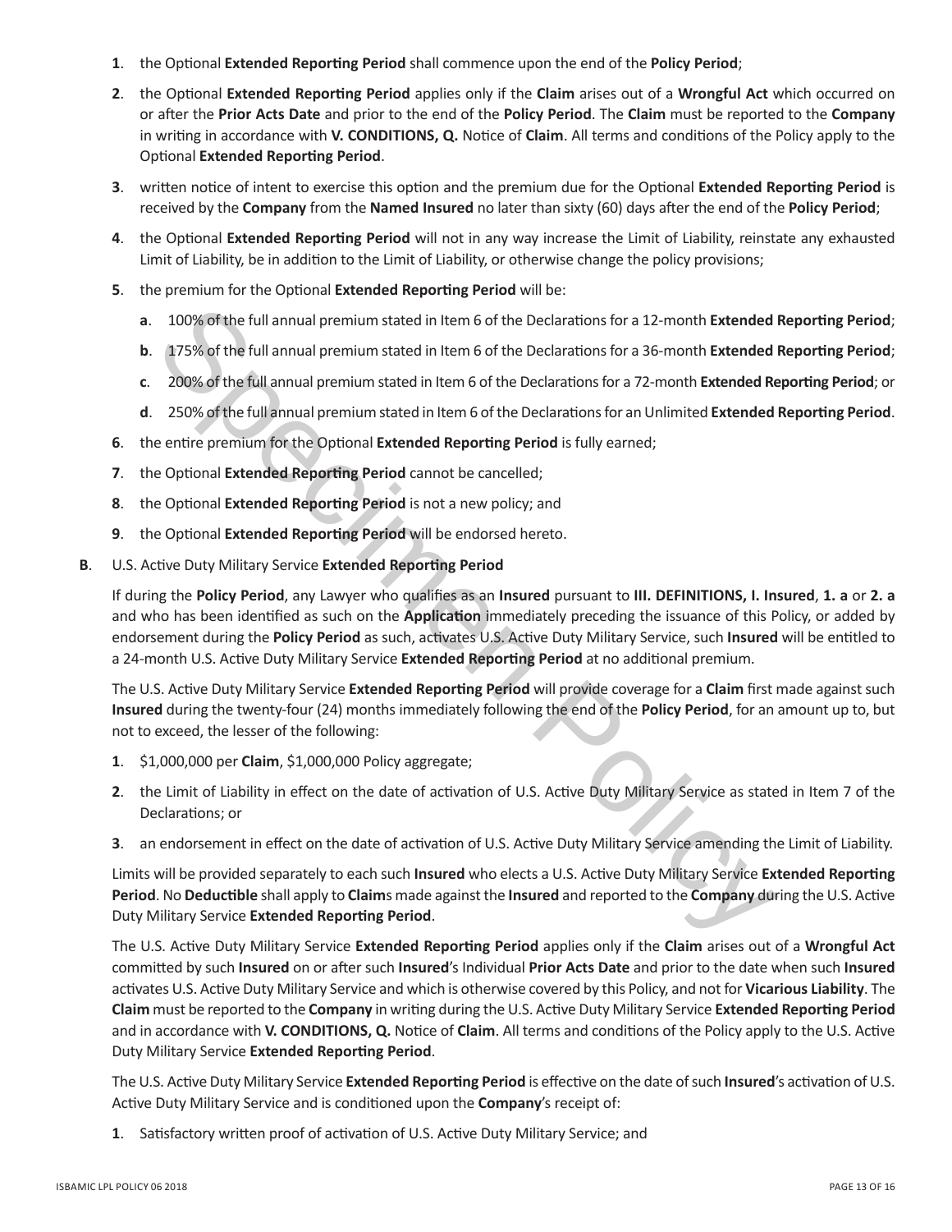1. the Optional **Extended Reporting Period** shall commence upon the end of the **Policy Period**;

2. the Optional **Extended Reporting Period** applies only if the **Claim** arises out of a **Wrongful Act** which occurred on or after the **Prior Acts Date** and prior to the end of the **Policy Period**. The **Claim** must be reported to the **Company** in writing in accordance with **V. CONDITIONS, Q.** Notice of **Claim**. All terms and conditions of the Policy apply to the Optional **Extended Reporting Period**.

3. written notice of intent to exercise this option and the premium due for the Optional **Extended Reporting Period** is received by the **Company** from the **Named Insured** no later than sixty (60) days after the end of the **Policy Period**;

4. the Optional **Extended Reporting Period** will not in any way increase the Limit of Liability, reinstate any exhausted Limit of Liability, be in addition to the Limit of Liability, or otherwise change the policy provisions;

5. the premium for the Optional **Extended Reporting Period** will be:

   a. 100% of the full annual premium stated in Item 6 of the Declarations for a 12-month **Extended Reporting Period**;

   b. 175% of the full annual premium stated in Item 6 of the Declarations for a 36-month **Extended Reporting Period**;

   c. 200% of the full annual premium stated in Item 6 of the Declarations for a 72-month **Extended Reporting Period**; or

   d. 250% of the full annual premium stated in Item 6 of the Declarations for an Unlimited **Extended Reporting Period**.

6. the entire premium for the Optional **Extended Reporting Period** is fully earned;

7. the Optional **Extended Reporting Period** cannot be cancelled;

8. the Optional **Extended Reporting Period** is not a new policy; and

9. the Optional **Extended Reporting Period** will be endorsed hereto.

**B.** U.S. Active Duty Military Service **Extended Reporting Period**

If during the **Policy Period**, any Lawyer who qualifies as an **Insured** pursuant to **III. DEFINITIONS, I. Insured**, **1. a** or **2. a** and who has been identified as such on the **Application** immediately preceding the issuance of this Policy, or added by endorsement during the **Policy Period** as such, activates U.S. Active Duty Military Service, such **Insured** will be entitled to a 24-month U.S. Active Duty Military Service **Extended Reporting Period** at no additional premium.

The U.S. Active Duty Military Service **Extended Reporting Period** will provide coverage for a **Claim** first made against such **Insured** during the twenty-four (24) months immediately following the end of the **Policy Period**, for an amount up to, but not to exceed, the lesser of the following:

1. $1,000,000 per **Claim**, $1,000,000 Policy aggregate;

2. the Limit of Liability in effect on the date of activation of U.S. Active Duty Military Service as stated in Item 7 of the Declarations; or

3. an endorsement in effect on the date of activation of U.S. Active Duty Military Service amending the Limit of Liability.

Limits will be provided separately to each such **Insured** who elects a U.S. Active Duty Military Service **Extended Reporting Period**. No **Deductible** shall apply to **Claim**s made against the **Insured** and reported to the **Company** during the U.S. Active Duty Military Service **Extended Reporting Period**.

The U.S. Active Duty Military Service **Extended Reporting Period** applies only if the **Claim** arises out of a **Wrongful Act** committed by such **Insured** on or after such **Insured**'s Individual **Prior Acts Date** and prior to the date when such **Insured** activates U.S. Active Duty Military Service and which is otherwise covered by this Policy, and not for **Vicarious Liability**. The **Claim** must be reported to the **Company** in writing during the U.S. Active Duty Military Service **Extended Reporting Period** and in accordance with **V. CONDITIONS, Q.** Notice of **Claim**. All terms and conditions of the Policy apply to the U.S. Active Duty Military Service **Extended Reporting Period**.

The U.S. Active Duty Military Service **Extended Reporting Period** is effective on the date of such **Insured**'s activation of U.S. Active Duty Military Service and is conditioned upon the **Company**'s receipt of:

1. Satisfactory written proof of activation of U.S. Active Duty Military Service; and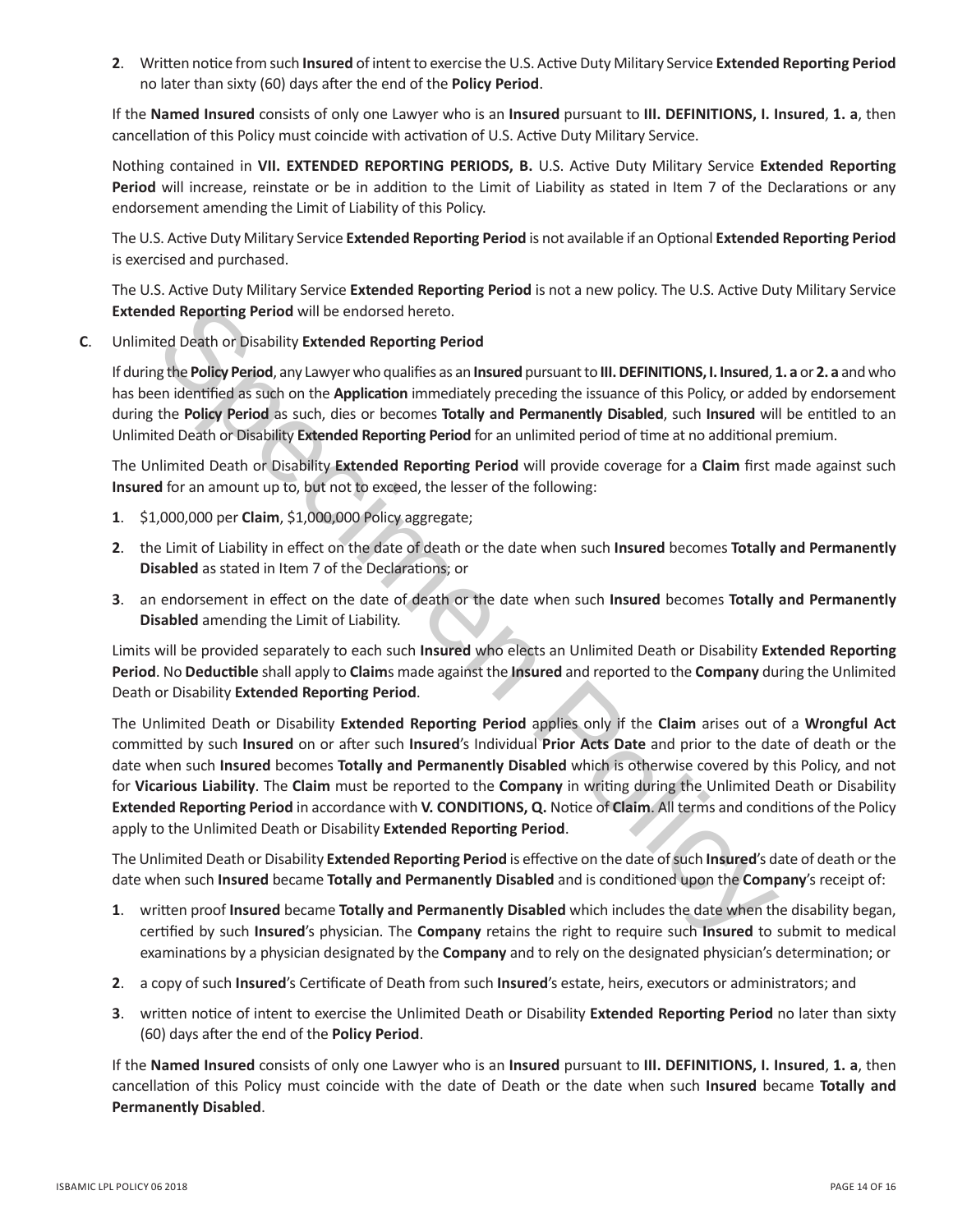**2**. Written notice from such **Insured** of intent to exercise the U.S. Active Duty Military Service **Extended Reporting Period** no later than sixty (60) days after the end of the **Policy Period**.

If the **Named Insured** consists of only one Lawyer who is an **Insured** pursuant to **III. DEFINITIONS, I. Insured**, **1. a**, then cancellation of this Policy must coincide with activation of U.S. Active Duty Military Service.

Nothing contained in **VII. EXTENDED REPORTING PERIODS, B.** U.S. Active Duty Military Service **Extended Reporting Period** will increase, reinstate or be in addition to the Limit of Liability as stated in Item 7 of the Declarations or any endorsement amending the Limit of Liability of this Policy.

The U.S. Active Duty Military Service **Extended Reporting Period** is not available if an Optional **Extended Reporting Period** is exercised and purchased.

The U.S. Active Duty Military Service **Extended Reporting Period** is not a new policy. The U.S. Active Duty Military Service **Extended Reporting Period** will be endorsed hereto.

**C**. Unlimited Death or Disability **Extended Reporting Period**

If during the **Policy Period**, any Lawyer who qualifies as an **Insured** pursuant to **III. DEFINITIONS, I. Insured**, **1. a** or **2. a** and who has been identified as such on the **Application** immediately preceding the issuance of this Policy, or added by endorsement during the **Policy Period** as such, dies or becomes **Totally and Permanently Disabled**, such **Insured** will be entitled to an Unlimited Death or Disability **Extended Reporting Period** for an unlimited period of time at no additional premium.

The Unlimited Death or Disability **Extended Reporting Period** will provide coverage for a **Claim** first made against such **Insured** for an amount up to, but not to exceed, the lesser of the following:

**1**. $1,000,000 per **Claim**, $1,000,000 Policy aggregate;

**2**. the Limit of Liability in effect on the date of death or the date when such **Insured** becomes **Totally and Permanently Disabled** as stated in Item 7 of the Declarations; or

**3**. an endorsement in effect on the date of death or the date when such **Insured** becomes **Totally and Permanently Disabled** amending the Limit of Liability.

Limits will be provided separately to each such **Insured** who elects an Unlimited Death or Disability **Extended Reporting Period**. No **Deductible** shall apply to **Claim**s made against the **Insured** and reported to the **Company** during the Unlimited Death or Disability **Extended Reporting Period**.

The Unlimited Death or Disability **Extended Reporting Period** applies only if the **Claim** arises out of a **Wrongful Act** committed by such **Insured** on or after such **Insured**'s Individual **Prior Acts Date** and prior to the date of death or the date when such **Insured** becomes **Totally and Permanently Disabled** which is otherwise covered by this Policy, and not for **Vicarious Liability**. The **Claim** must be reported to the **Company** in writing during the Unlimited Death or Disability **Extended Reporting Period** in accordance with **V. CONDITIONS, Q.** Notice of **Claim**. All terms and conditions of the Policy apply to the Unlimited Death or Disability **Extended Reporting Period**.

The Unlimited Death or Disability **Extended Reporting Period** is effective on the date of such **Insured**'s date of death or the date when such **Insured** became **Totally and Permanently Disabled** and is conditioned upon the **Company**'s receipt of:

**1**. written proof **Insured** became **Totally and Permanently Disabled** which includes the date when the disability began, certified by such **Insured**'s physician. The **Company** retains the right to require such **Insured** to submit to medical examinations by a physician designated by the **Company** and to rely on the designated physician's determination; or

**2**. a copy of such **Insured**'s Certificate of Death from such **Insured**'s estate, heirs, executors or administrators; and

**3**. written notice of intent to exercise the Unlimited Death or Disability **Extended Reporting Period** no later than sixty (60) days after the end of the **Policy Period**.

If the **Named Insured** consists of only one Lawyer who is an **Insured** pursuant to **III. DEFINITIONS, I. Insured**, **1. a**, then cancellation of this Policy must coincide with the date of Death or the date when such **Insured** became **Totally and Permanently Disabled**.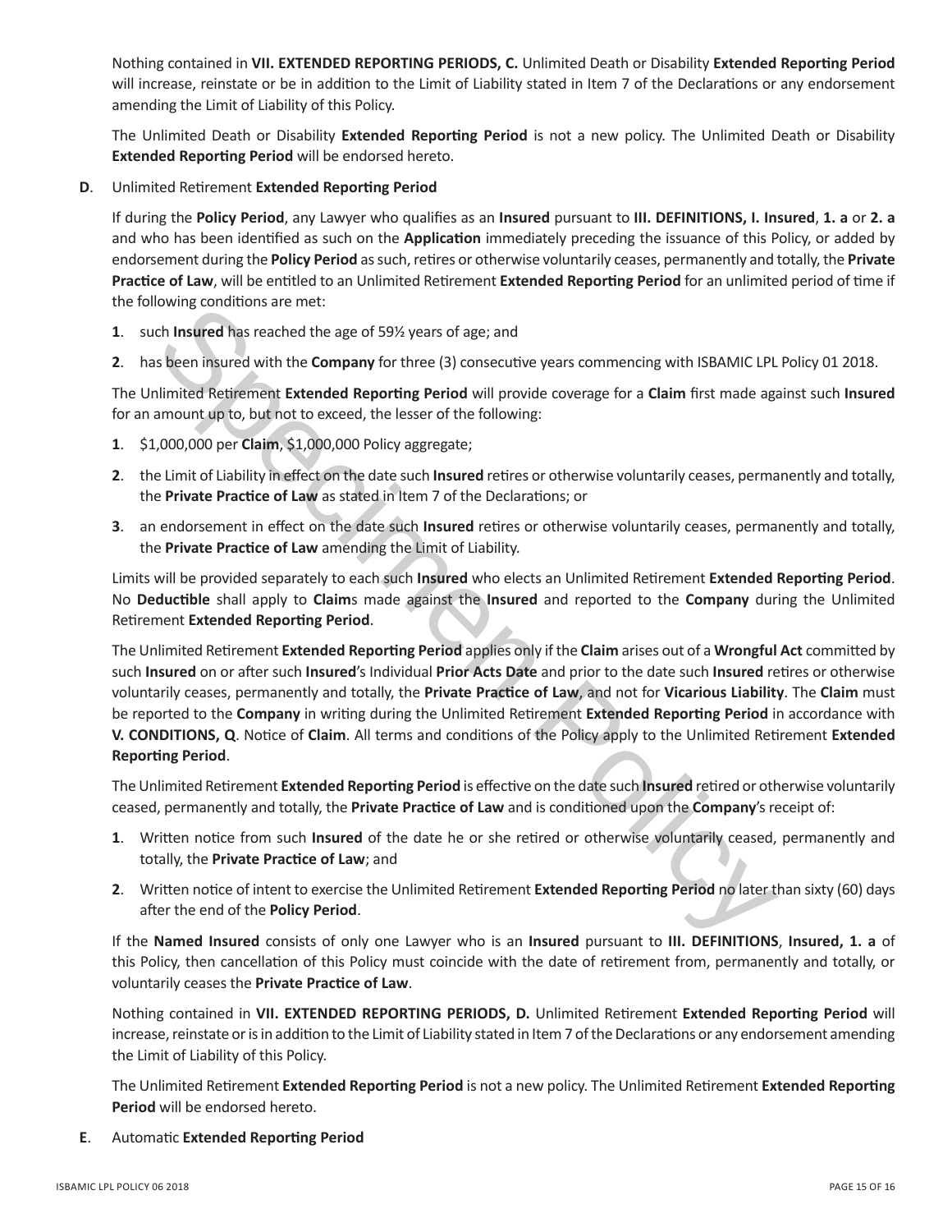Nothing contained in **VII. EXTENDED REPORTING PERIODS, C.** Unlimited Death or Disability **Extended Reporting Period** will increase, reinstate or be in addition to the Limit of Liability stated in Item 7 of the Declarations or any endorsement amending the Limit of Liability of this Policy.

The Unlimited Death or Disability **Extended Reporting Period** is not a new policy. The Unlimited Death or Disability **Extended Reporting Period** will be endorsed hereto.

**D**. Unlimited Retirement **Extended Reporting Period**

If during the **Policy Period**, any Lawyer who qualifies as an **Insured** pursuant to **III. DEFINITIONS, I. Insured**, **1. a** or **2. a** and who has been identified as such on the **Application** immediately preceding the issuance of this Policy, or added by endorsement during the **Policy Period** as such, retires or otherwise voluntarily ceases, permanently and totally, the **Private Practice of Law**, will be entitled to an Unlimited Retirement **Extended Reporting Period** for an unlimited period of time if the following conditions are met:

**1**. such **Insured** has reached the age of 59½ years of age; and

**2**. has been insured with the **Company** for three (3) consecutive years commencing with ISBAMIC LPL Policy 01 2018.

The Unlimited Retirement **Extended Reporting Period** will provide coverage for a **Claim** first made against such **Insured** for an amount up to, but not to exceed, the lesser of the following:

**1**. $1,000,000 per **Claim**, $1,000,000 Policy aggregate;

**2**. the Limit of Liability in effect on the date such **Insured** retires or otherwise voluntarily ceases, permanently and totally, the **Private Practice of Law** as stated in Item 7 of the Declarations; or

**3**. an endorsement in effect on the date such **Insured** retires or otherwise voluntarily ceases, permanently and totally, the **Private Practice of Law** amending the Limit of Liability.

Limits will be provided separately to each such **Insured** who elects an Unlimited Retirement **Extended Reporting Period**. No **Deductible** shall apply to **Claim**s made against the **Insured** and reported to the **Company** during the Unlimited Retirement **Extended Reporting Period**.

The Unlimited Retirement **Extended Reporting Period** applies only if the **Claim** arises out of a **Wrongful Act** committed by such **Insured** on or after such **Insured**'s Individual **Prior Acts Date** and prior to the date such **Insured** retires or otherwise voluntarily ceases, permanently and totally, the **Private Practice of Law**, and not for **Vicarious Liability**. The **Claim** must be reported to the **Company** in writing during the Unlimited Retirement **Extended Reporting Period** in accordance with **V. CONDITIONS, Q**. Notice of **Claim**. All terms and conditions of the Policy apply to the Unlimited Retirement **Extended Reporting Period**.

The Unlimited Retirement **Extended Reporting Period** is effective on the date such **Insured** retired or otherwise voluntarily ceased, permanently and totally, the **Private Practice of Law** and is conditioned upon the **Company**'s receipt of:

**1**. Written notice from such **Insured** of the date he or she retired or otherwise voluntarily ceased, permanently and totally, the **Private Practice of Law**; and

**2**. Written notice of intent to exercise the Unlimited Retirement **Extended Reporting Period** no later than sixty (60) days after the end of the **Policy Period**.

If the **Named Insured** consists of only one Lawyer who is an **Insured** pursuant to **III. DEFINITIONS**, **Insured, 1. a** of this Policy, then cancellation of this Policy must coincide with the date of retirement from, permanently and totally, or voluntarily ceases the **Private Practice of Law**.

Nothing contained in **VII. EXTENDED REPORTING PERIODS, D.** Unlimited Retirement **Extended Reporting Period** will increase, reinstate or is in addition to the Limit of Liability stated in Item 7 of the Declarations or any endorsement amending the Limit of Liability of this Policy.

The Unlimited Retirement **Extended Reporting Period** is not a new policy. The Unlimited Retirement **Extended Reporting Period** will be endorsed hereto.

**E**. Automatic **Extended Reporting Period**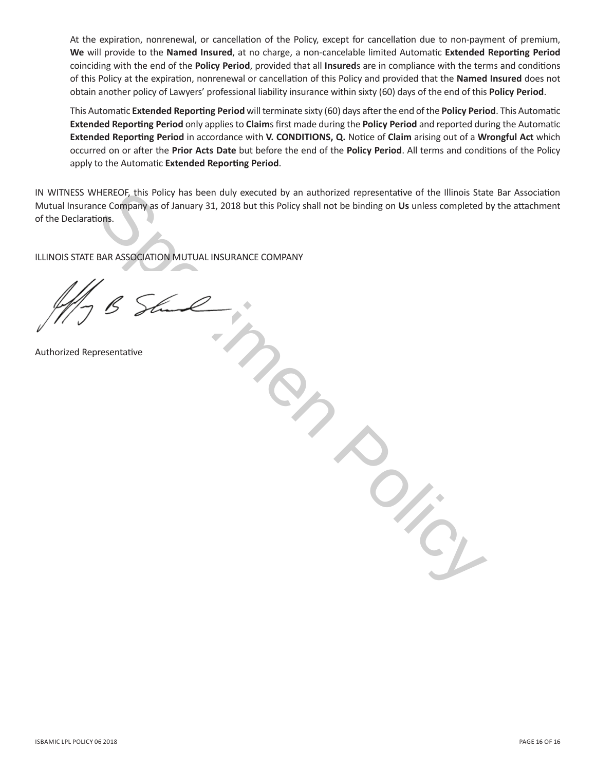At the expiration, nonrenewal, or cancellation of the Policy, except for cancellation due to non-payment of premium, **We** will provide to the **Named Insured**, at no charge, a non-cancelable limited Automatic **Extended Reporting Period** coinciding with the end of the **Policy Period**, provided that all **Insured**s are in compliance with the terms and conditions of this Policy at the expiration, nonrenewal or cancellation of this Policy and provided that the **Named Insured** does not obtain another policy of Lawyers' professional liability insurance within sixty (60) days of the end of this **Policy Period**.

This Automatic **Extended Reporting Period** will terminate sixty (60) days after the end of the **Policy Period**. This Automatic **Extended Reporting Period** only applies to **Claim**s first made during the **Policy Period** and reported during the Automatic **Extended Reporting Period** in accordance with **V. CONDITIONS, Q.** Notice of **Claim** arising out of a **Wrongful Act** which occurred on or after the **Prior Acts Date** but before the end of the **Policy Period**. All terms and conditions of the Policy apply to the Automatic **Extended Reporting Period**.

IN WITNESS WHEREOF, this Policy has been duly executed by an authorized representative of the Illinois State Bar Association Mutual Insurance Company as of January 31, 2018 but this Policy shall not be binding on **Us** unless completed by the attachment of the Declarations.

ILLINOIS STATE BAR ASSOCIATION MUTUAL INSURANCE COMPANY

Authorized Representative